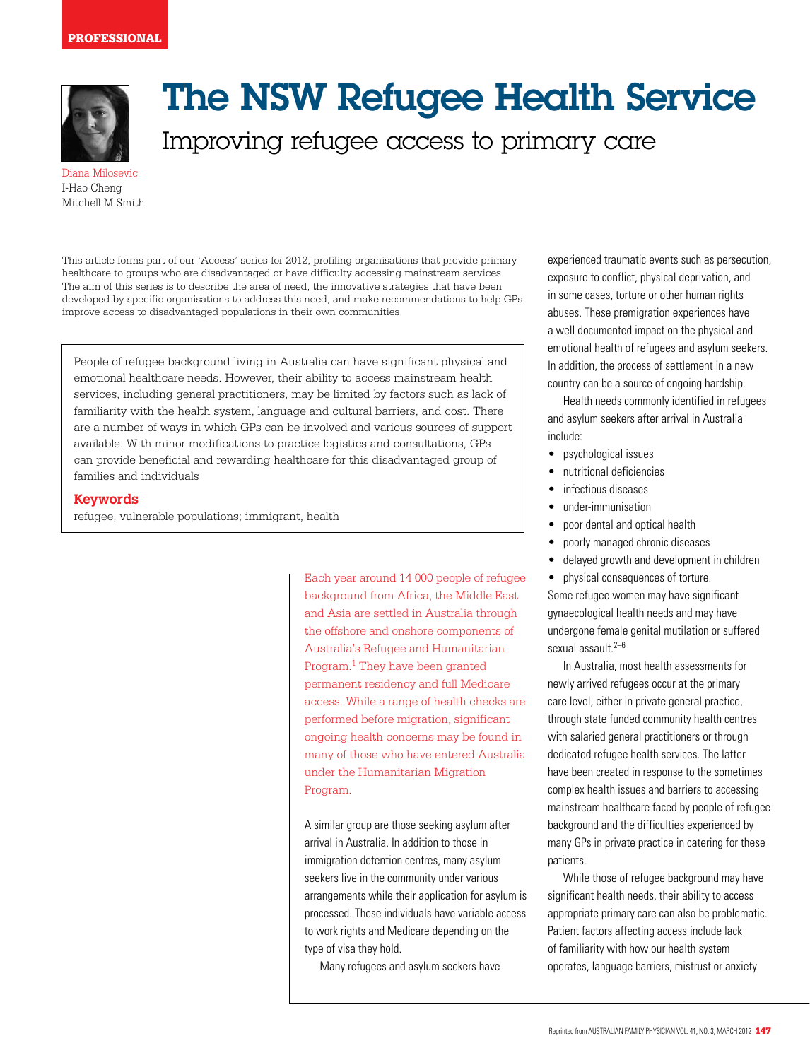PROFESSIONAL

# The NSW Refugee Health Service

## Improving refugee access to primary care

Diana Milosevic
I-Hao Cheng
Mitchell M Smith

This article forms part of our 'Access' series for 2012, profiling organisations that provide primary healthcare to groups who are disadvantaged or have difficulty accessing mainstream services. The aim of this series is to describe the area of need, the innovative strategies that have been developed by specific organisations to address this need, and make recommendations to help GPs improve access to disadvantaged populations in their own communities.

People of refugee background living in Australia can have significant physical and emotional healthcare needs. However, their ability to access mainstream health services, including general practitioners, may be limited by factors such as lack of familiarity with the health system, language and cultural barriers, and cost. There are a number of ways in which GPs can be involved and various sources of support available. With minor modifications to practice logistics and consultations, GPs can provide beneficial and rewarding healthcare for this disadvantaged group of families and individuals

**Keywords**

refugee, vulnerable populations; immigrant, health

Each year around 14 000 people of refugee background from Africa, the Middle East and Asia are settled in Australia through the offshore and onshore components of Australia's Refugee and Humanitarian Program.[1] They have been granted permanent residency and full Medicare access. While a range of health checks are performed before migration, significant ongoing health concerns may be found in many of those who have entered Australia under the Humanitarian Migration Program.

A similar group are those seeking asylum after arrival in Australia. In addition to those in immigration detention centres, many asylum seekers live in the community under various arrangements while their application for asylum is processed. These individuals have variable access to work rights and Medicare depending on the type of visa they hold.

Many refugees and asylum seekers have experienced traumatic events such as persecution, exposure to conflict, physical deprivation, and in some cases, torture or other human rights abuses. These premigration experiences have a well documented impact on the physical and emotional health of refugees and asylum seekers. In addition, the process of settlement in a new country can be a source of ongoing hardship.

Health needs commonly identified in refugees and asylum seekers after arrival in Australia include:

- psychological issues
- nutritional deficiencies
- infectious diseases
- under-immunisation
- poor dental and optical health
- poorly managed chronic diseases
- delayed growth and development in children
- physical consequences of torture.

Some refugee women may have significant gynaecological health needs and may have undergone female genital mutilation or suffered sexual assault.[2–6]

In Australia, most health assessments for newly arrived refugees occur at the primary care level, either in private general practice, through state funded community health centres with salaried general practitioners or through dedicated refugee health services. The latter have been created in response to the sometimes complex health issues and barriers to accessing mainstream healthcare faced by people of refugee background and the difficulties experienced by many GPs in private practice in catering for these patients.

While those of refugee background may have significant health needs, their ability to access appropriate primary care can also be problematic. Patient factors affecting access include lack of familiarity with how our health system operates, language barriers, mistrust or anxiety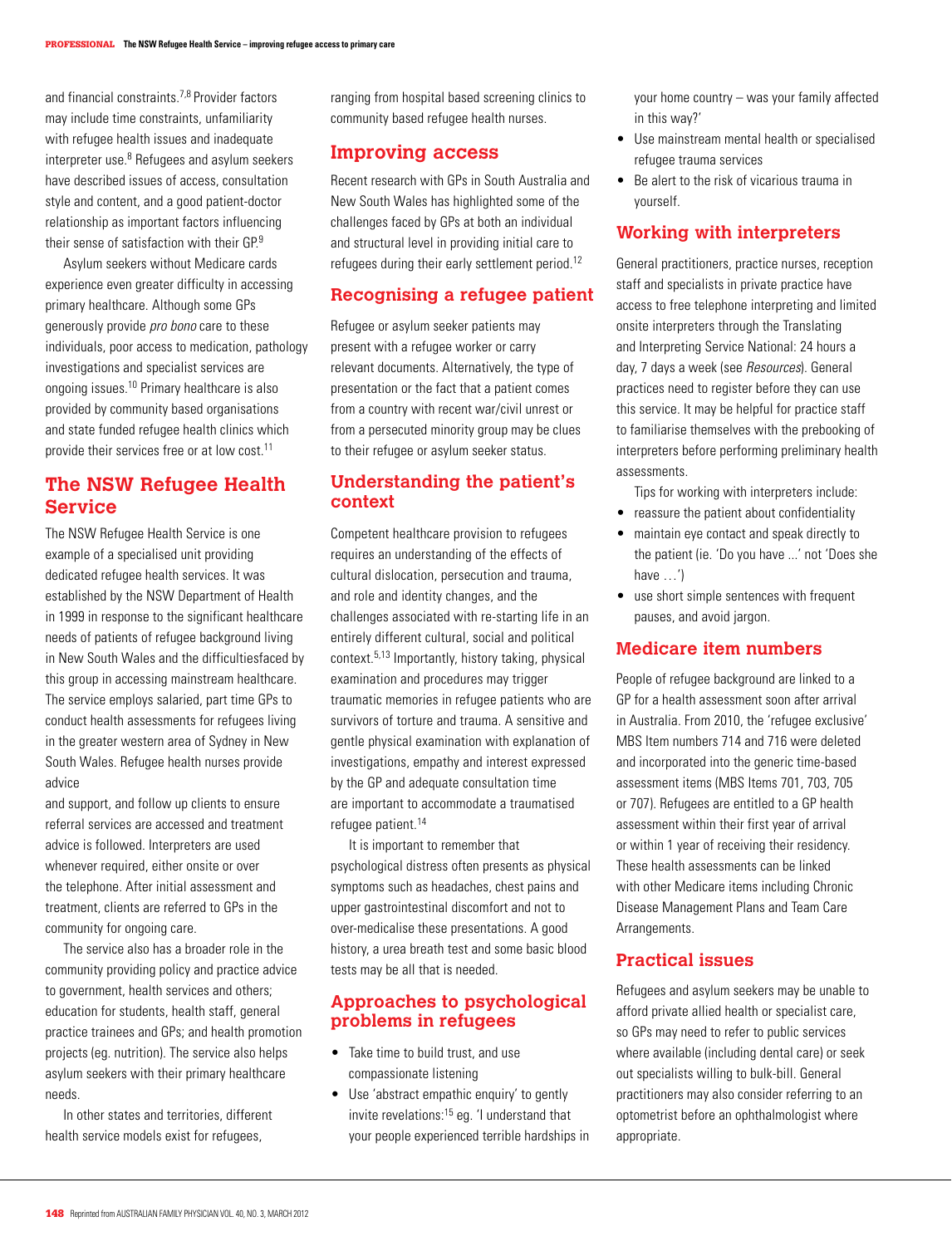and financial constraints.[7,8] Provider factors may include time constraints, unfamiliarity with refugee health issues and inadequate interpreter use.[8] Refugees and asylum seekers have described issues of access, consultation style and content, and a good patient-doctor relationship as important factors influencing their sense of satisfaction with their GP.[9]

Asylum seekers without Medicare cards experience even greater difficulty in accessing primary healthcare. Although some GPs generously provide *pro bono* care to these individuals, poor access to medication, pathology investigations and specialist services are ongoing issues.[10] Primary healthcare is also provided by community based organisations and state funded refugee health clinics which provide their services free or at low cost.[11]

## The NSW Refugee Health Service

The NSW Refugee Health Service is one example of a specialised unit providing dedicated refugee health services. It was established by the NSW Department of Health in 1999 in response to the significant healthcare needs of patients of refugee background living in New South Wales and the difficultiesfaced by this group in accessing mainstream healthcare. The service employs salaried, part time GPs to conduct health assessments for refugees living in the greater western area of Sydney in New South Wales. Refugee health nurses provide advice and support, and follow up clients to ensure referral services are accessed and treatment advice is followed. Interpreters are used whenever required, either onsite or over the telephone. After initial assessment and treatment, clients are referred to GPs in the community for ongoing care.

The service also has a broader role in the community providing policy and practice advice to government, health services and others; education for students, health staff, general practice trainees and GPs; and health promotion projects (eg. nutrition). The service also helps asylum seekers with their primary healthcare needs.

In other states and territories, different health service models exist for refugees, ranging from hospital based screening clinics to community based refugee health nurses.

## Improving access

Recent research with GPs in South Australia and New South Wales has highlighted some of the challenges faced by GPs at both an individual and structural level in providing initial care to refugees during their early settlement period.[12]

## Recognising a refugee patient

Refugee or asylum seeker patients may present with a refugee worker or carry relevant documents. Alternatively, the type of presentation or the fact that a patient comes from a country with recent war/civil unrest or from a persecuted minority group may be clues to their refugee or asylum seeker status.

## Understanding the patient's context

Competent healthcare provision to refugees requires an understanding of the effects of cultural dislocation, persecution and trauma, and role and identity changes, and the challenges associated with re-starting life in an entirely different cultural, social and political context.[5,13] Importantly, history taking, physical examination and procedures may trigger traumatic memories in refugee patients who are survivors of torture and trauma. A sensitive and gentle physical examination with explanation of investigations, empathy and interest expressed by the GP and adequate consultation time are important to accommodate a traumatised refugee patient.[14]

It is important to remember that psychological distress often presents as physical symptoms such as headaches, chest pains and upper gastrointestinal discomfort and not to over-medicalise these presentations. A good history, a urea breath test and some basic blood tests may be all that is needed.

## Approaches to psychological problems in refugees

- Take time to build trust, and use compassionate listening
- Use 'abstract empathic enquiry' to gently invite revelations:[15] eg. 'I understand that your people experienced terrible hardships in your home country – was your family affected in this way?'
- Use mainstream mental health or specialised refugee trauma services
- Be alert to the risk of vicarious trauma in yourself.

## Working with interpreters

General practitioners, practice nurses, reception staff and specialists in private practice have access to free telephone interpreting and limited onsite interpreters through the Translating and Interpreting Service National: 24 hours a day, 7 days a week (see *Resources*). General practices need to register before they can use this service. It may be helpful for practice staff to familiarise themselves with the prebooking of interpreters before performing preliminary health assessments.

Tips for working with interpreters include:

- reassure the patient about confidentiality
- maintain eye contact and speak directly to the patient (ie. 'Do you have ...' not 'Does she have …')
- use short simple sentences with frequent pauses, and avoid jargon.

## Medicare item numbers

People of refugee background are linked to a GP for a health assessment soon after arrival in Australia. From 2010, the 'refugee exclusive' MBS Item numbers 714 and 716 were deleted and incorporated into the generic time-based assessment items (MBS Items 701, 703, 705 or 707). Refugees are entitled to a GP health assessment within their first year of arrival or within 1 year of receiving their residency. These health assessments can be linked with other Medicare items including Chronic Disease Management Plans and Team Care Arrangements.

## Practical issues

Refugees and asylum seekers may be unable to afford private allied health or specialist care, so GPs may need to refer to public services where available (including dental care) or seek out specialists willing to bulk-bill. General practitioners may also consider referring to an optometrist before an ophthalmologist where appropriate.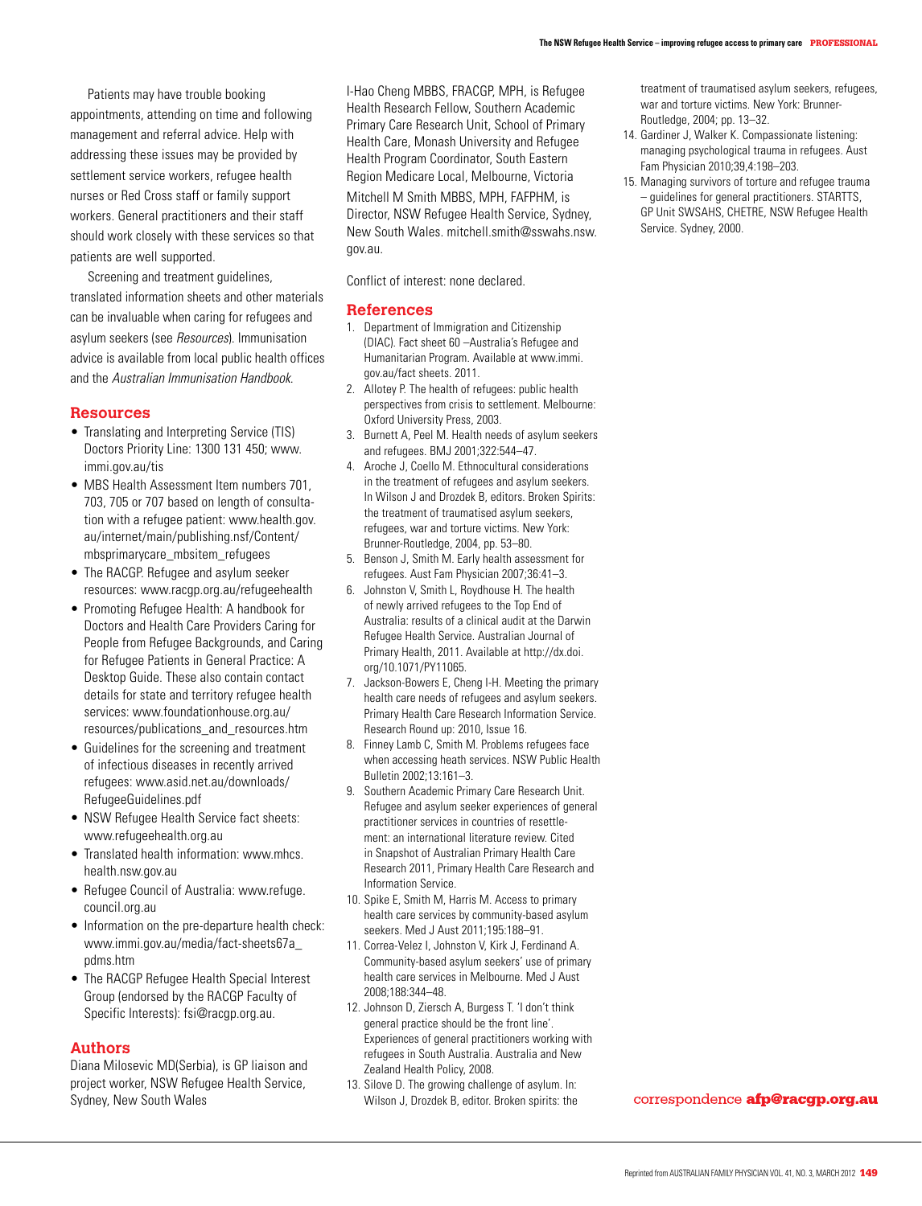Patients may have trouble booking appointments, attending on time and following management and referral advice. Help with addressing these issues may be provided by settlement service workers, refugee health nurses or Red Cross staff or family support workers. General practitioners and their staff should work closely with these services so that patients are well supported.

Screening and treatment guidelines, translated information sheets and other materials can be invaluable when caring for refugees and asylum seekers (see *Resources*). Immunisation advice is available from local public health offices and the *Australian Immunisation Handbook*.

## Resources

- Translating and Interpreting Service (TIS) Doctors Priority Line: 1300 131 450; www.immi.gov.au/tis
- MBS Health Assessment Item numbers 701, 703, 705 or 707 based on length of consultation with a refugee patient: www.health.gov.au/internet/main/publishing.nsf/Content/mbsprimarycare_mbsitem_refugees
- The RACGP. Refugee and asylum seeker resources: www.racgp.org.au/refugeehealth
- Promoting Refugee Health: A handbook for Doctors and Health Care Providers Caring for People from Refugee Backgrounds, and Caring for Refugee Patients in General Practice: A Desktop Guide. These also contain contact details for state and territory refugee health services: www.foundationhouse.org.au/resources/publications_and_resources.htm
- Guidelines for the screening and treatment of infectious diseases in recently arrived refugees: www.asid.net.au/downloads/RefugeeGuidelines.pdf
- NSW Refugee Health Service fact sheets: www.refugeehealth.org.au
- Translated health information: www.mhcs.health.nsw.gov.au
- Refugee Council of Australia: www.refuge.council.org.au
- Information on the pre-departure health check: www.immi.gov.au/media/fact-sheets67a_pdms.htm
- The RACGP Refugee Health Special Interest Group (endorsed by the RACGP Faculty of Specific Interests): fsi@racgp.org.au.

## Authors

Diana Milosevic MD(Serbia), is GP liaison and project worker, NSW Refugee Health Service, Sydney, New South Wales

I-Hao Cheng MBBS, FRACGP, MPH, is Refugee Health Research Fellow, Southern Academic Primary Care Research Unit, School of Primary Health Care, Monash University and Refugee Health Program Coordinator, South Eastern Region Medicare Local, Melbourne, Victoria

Mitchell M Smith MBBS, MPH, FAFPHM, is Director, NSW Refugee Health Service, Sydney, New South Wales. mitchell.smith@sswahs.nsw.gov.au.

Conflict of interest: none declared.

## References

1. Department of Immigration and Citizenship (DIAC). Fact sheet 60 –Australia's Refugee and Humanitarian Program. Available at www.immi.gov.au/fact sheets. 2011.
2. Allotey P. The health of refugees: public health perspectives from crisis to settlement. Melbourne: Oxford University Press, 2003.
3. Burnett A, Peel M. Health needs of asylum seekers and refugees. BMJ 2001;322:544–47.
4. Aroche J, Coello M. Ethnocultural considerations in the treatment of refugees and asylum seekers. In Wilson J and Drozdek B, editors. Broken Spirits: the treatment of traumatised asylum seekers, refugees, war and torture victims. New York: Brunner-Routledge, 2004, pp. 53–80.
5. Benson J, Smith M. Early health assessment for refugees. Aust Fam Physician 2007;36:41–3.
6. Johnston V, Smith L, Roydhouse H. The health of newly arrived refugees to the Top End of Australia: results of a clinical audit at the Darwin Refugee Health Service. Australian Journal of Primary Health, 2011. Available at http://dx.doi.org/10.1071/PY11065.
7. Jackson-Bowers E, Cheng I-H. Meeting the primary health care needs of refugees and asylum seekers. Primary Health Care Research Information Service. Research Round up: 2010, Issue 16.
8. Finney Lamb C, Smith M. Problems refugees face when accessing heath services. NSW Public Health Bulletin 2002;13:161–3.
9. Southern Academic Primary Care Research Unit. Refugee and asylum seeker experiences of general practitioner services in countries of resettlement: an international literature review. Cited in Snapshot of Australian Primary Health Care Research 2011, Primary Health Care Research and Information Service.
10. Spike E, Smith M, Harris M. Access to primary health care services by community-based asylum seekers. Med J Aust 2011;195:188–91.
11. Correa-Velez I, Johnston V, Kirk J, Ferdinand A. Community-based asylum seekers' use of primary health care services in Melbourne. Med J Aust 2008;188:344–48.
12. Johnson D, Ziersch A, Burgess T. 'I don't think general practice should be the front line'. Experiences of general practitioners working with refugees in South Australia. Australia and New Zealand Health Policy, 2008.
13. Silove D. The growing challenge of asylum. In: Wilson J, Drozdek B, editor. Broken spirits: the treatment of traumatised asylum seekers, refugees, war and torture victims. New York: Brunner-Routledge, 2004; pp. 13–32.
14. Gardiner J, Walker K. Compassionate listening: managing psychological trauma in refugees. Aust Fam Physician 2010;39,4:198–203.
15. Managing survivors of torture and refugee trauma – guidelines for general practitioners. STARTTS, GP Unit SWSAHS, CHETRE, NSW Refugee Health Service. Sydney, 2000.

correspondence **afp@racgp.org.au**